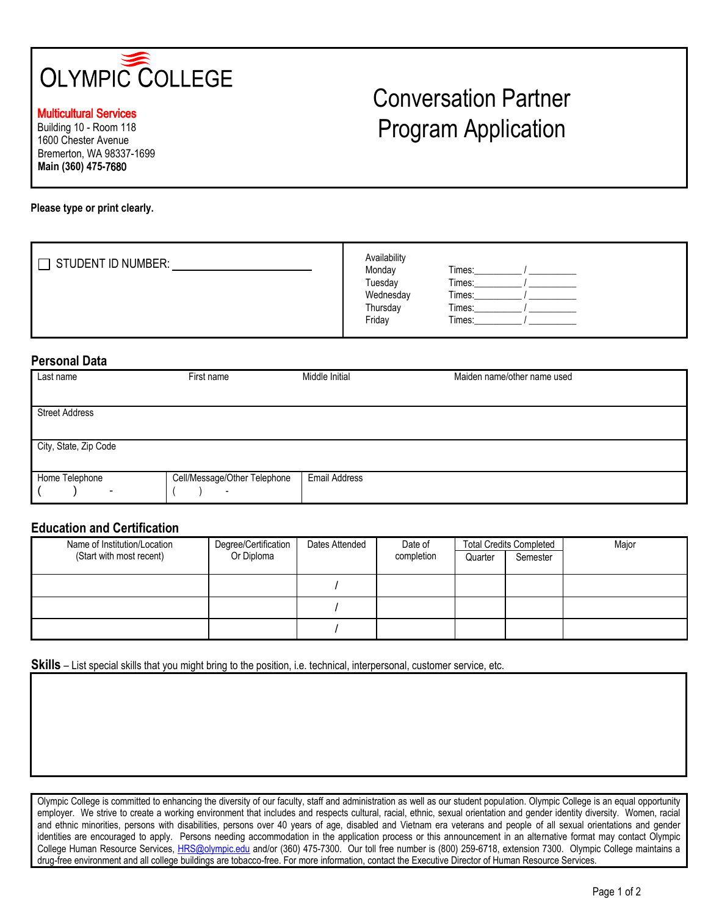**OLYMPIC COLLEGE**

**Multicultural Services**
Building 10 - Room 118
1600 Chester Avenue
Bremerton, WA 98337-1699
**Main (360) 475-7680**

# Conversation Partner Program Application

**Please type or print clearly.**

☐ STUDENT ID NUMBER: ______________________

| Availability | |
|---|---|
| Monday | Times:_________ / _________ |
| Tuesday | Times:_________ / _________ |
| Wednesday | Times:_________ / _________ |
| Thursday | Times:_________ / _________ |
| Friday | Times:_________ / _________ |

## Personal Data

| Last name | First name | Middle Initial | Maiden name/other name used |
|---|---|---|---|
| | | | |

| Street Address |
|---|
| |

| City, State, Zip Code |
|---|
| |

| Home Telephone | Cell/Message/Other Telephone | Email Address |
|---|---|---|
| (     )     - | (     )     - | |

## Education and Certification

| Name of Institution/Location (Start with most recent) | Degree/Certification Or Diploma | Dates Attended | Date of completion | Total Credits Completed | | Major |
|---|---|---|---|---|---|---|
| | | | | Quarter | Semester | |
| | | / | | | | |
| | | / | | | | |
| | | / | | | | |

## Skills

– List special skills that you might bring to the position, i.e. technical, interpersonal, customer service, etc.

Olympic College is committed to enhancing the diversity of our faculty, staff and administration as well as our student population. Olympic College is an equal opportunity employer. We strive to create a working environment that includes and respects cultural, racial, ethnic, sexual orientation and gender identity diversity. Women, racial and ethnic minorities, persons with disabilities, persons over 40 years of age, disabled and Vietnam era veterans and people of all sexual orientations and gender identities are encouraged to apply. Persons needing accommodation in the application process or this announcement in an alternative format may contact Olympic College Human Resource Services, HRS@olympic.edu and/or (360) 475-7300. Our toll free number is (800) 259-6718, extension 7300. Olympic College maintains a drug-free environment and all college buildings are tobacco-free. For more information, contact the Executive Director of Human Resource Services.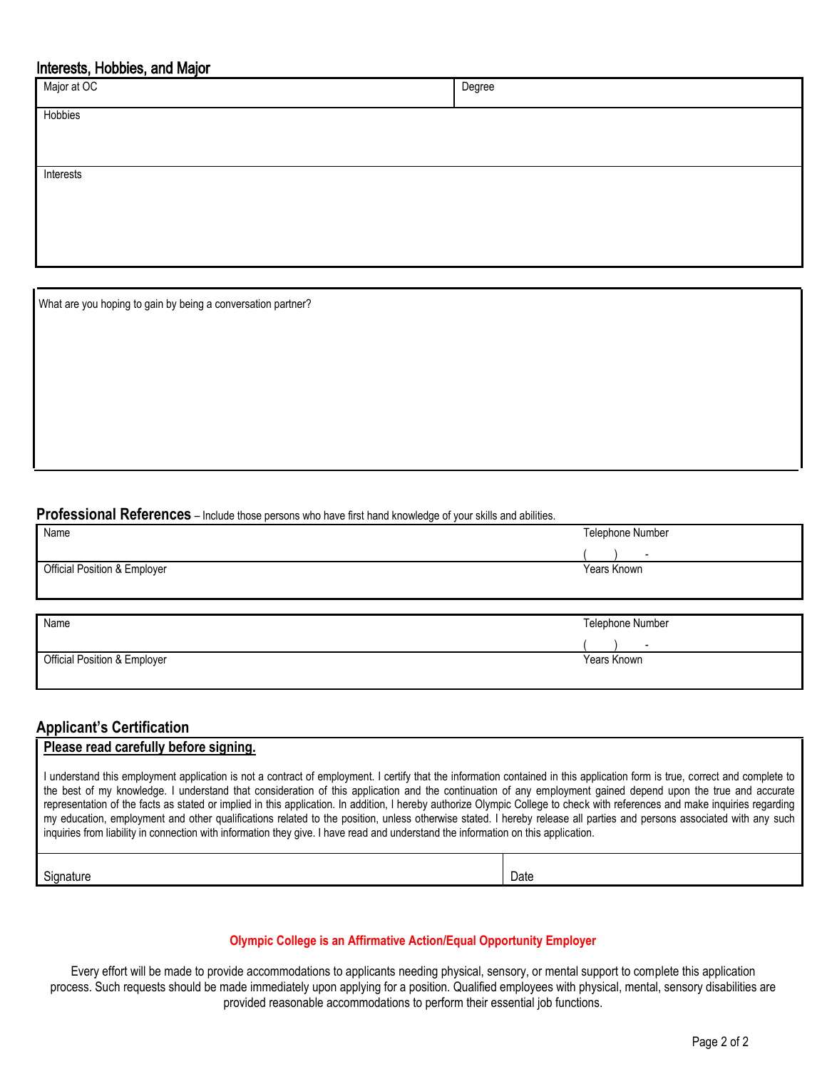## Interests, Hobbies, and Major

| | |
|---|---|
| Major at OC | Degree |
| Hobbies | |
| Interests | |

What are you hoping to gain by being a conversation partner?

## Professional References – Include those persons who have first hand knowledge of your skills and abilities.

| | |
|---|---|
| Name | Telephone Number ( ) - |
| Official Position & Employer | Years Known |

| | |
|---|---|
| Name | Telephone Number ( ) - |
| Official Position & Employer | Years Known |

## Applicant's Certification

**Please read carefully before signing.**

I understand this employment application is not a contract of employment. I certify that the information contained in this application form is true, correct and complete to the best of my knowledge. I understand that consideration of this application and the continuation of any employment gained depend upon the true and accurate representation of the facts as stated or implied in this application. In addition, I hereby authorize Olympic College to check with references and make inquiries regarding my education, employment and other qualifications related to the position, unless otherwise stated. I hereby release all parties and persons associated with any such inquiries from liability in connection with information they give. I have read and understand the information on this application.

| | |
|---|---|
| Signature | Date |

**Olympic College is an Affirmative Action/Equal Opportunity Employer**

Every effort will be made to provide accommodations to applicants needing physical, sensory, or mental support to complete this application process. Such requests should be made immediately upon applying for a position. Qualified employees with physical, mental, sensory disabilities are provided reasonable accommodations to perform their essential job functions.